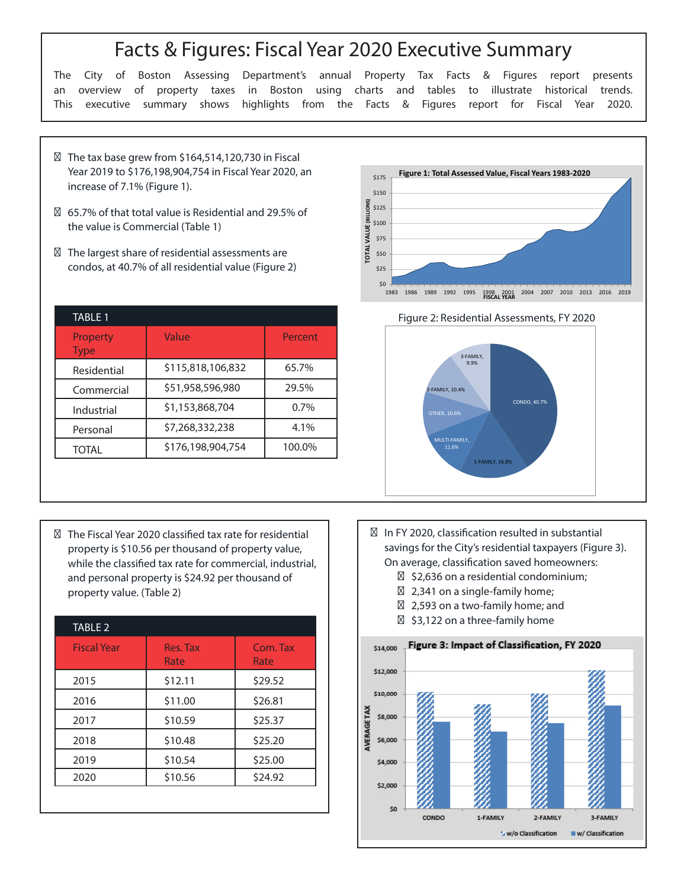# Facts & Figures: Fiscal Year 2020 Executive Summary

The City of Boston Assessing Department's annual Property Tax Facts & Figures report presents an overview of property taxes in Boston using charts and tables to illustrate historical trends. This executive summary shows highlights from the Facts & Figures report for Fiscal Year 2020.

- The tax base grew from $164,514,120,730 in Fiscal Year 2019 to $176,198,904,754 in Fiscal Year 2020, an increase of 7.1% (Figure 1).
- 65.7% of that total value is Residential and 29.5% of the value is Commercial (Table 1)
- The largest share of residential assessments are condos, at 40.7% of all residential value (Figure 2)

**Figure 1: Total Assessed Value, Fiscal Years 1983-2020**

**TABLE 1**

| Property Type | Value | Percent |
|---|---|---|
| Residential | $115,818,106,832 | 65.7% |
| Commercial | $51,958,596,980 | 29.5% |
| Industrial | $1,153,868,704 | 0.7% |
| Personal | $7,268,332,238 | 4.1% |
| TOTAL | $176,198,904,754 | 100.0% |

Figure 2: Residential Assessments, FY 2020

- The Fiscal Year 2020 classified tax rate for residential property is $10.56 per thousand of property value, while the classified tax rate for commercial, industrial, and personal property is $24.92 per thousand of property value. (Table 2)

**TABLE 2**

| Fiscal Year | Res. Tax Rate | Com. Tax Rate |
|---|---|---|
| 2015 | $12.11 | $29.52 |
| 2016 | $11.00 | $26.81 |
| 2017 | $10.59 | $25.37 |
| 2018 | $10.48 | $25.20 |
| 2019 | $10.54 | $25.00 |
| 2020 | $10.56 | $24.92 |

- In FY 2020, classification resulted in substantial savings for the City's residential taxpayers (Figure 3). On average, classification saved homeowners:
  - $2,636 on a residential condominium;
  - 2,341 on a single-family home;
  - 2,593 on a two-family home; and
  - $3,122 on a three-family home

**Figure 3: Impact of Classification, FY 2020**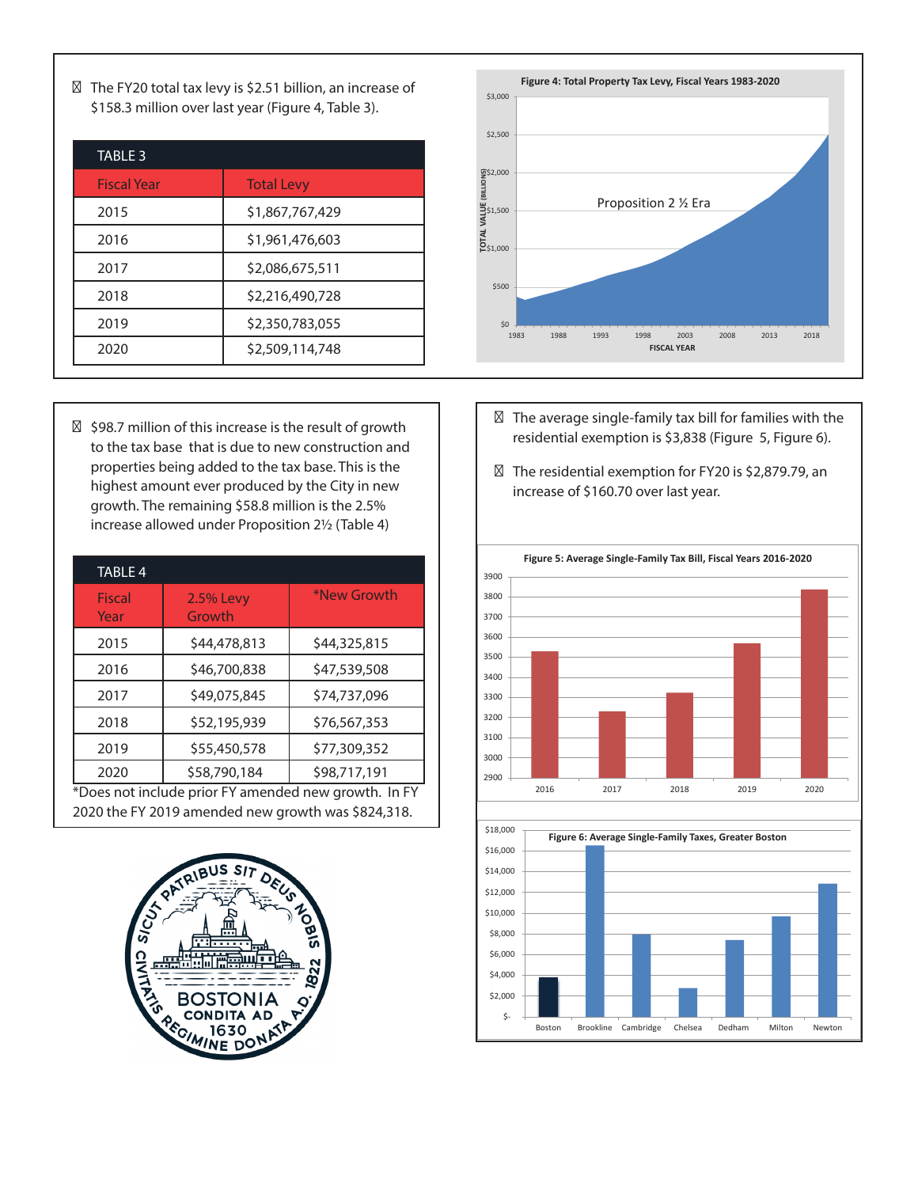- The FY20 total tax levy is $2.51 billion, an increase of $158.3 million over last year (Figure 4, Table 3).

TABLE 3

| Fiscal Year | Total Levy |
|---|---|
| 2015 | $1,867,767,429 |
| 2016 | $1,961,476,603 |
| 2017 | $2,086,675,511 |
| 2018 | $2,216,490,728 |
| 2019 | $2,350,783,055 |
| 2020 | $2,509,114,748 |

Figure 4: Total Property Tax Levy, Fiscal Years 1983-2020

TOTAL VALUE (BILLIONS)

$3,000
$2,500
$2,000
$1,500
$1,000
$500
$0

Proposition 2 ½ Era

1983 1988 1993 1998 2003 2008 2013 2018

FISCAL YEAR

- $98.7 million of this increase is the result of growth to the tax base that is due to new construction and properties being added to the tax base. This is the highest amount ever produced by the City in new growth. The remaining $58.8 million is the 2.5% increase allowed under Proposition 2½ (Table 4)

TABLE 4

| Fiscal Year | 2.5% Levy Growth | *New Growth |
|---|---|---|
| 2015 | $44,478,813 | $44,325,815 |
| 2016 | $46,700,838 | $47,539,508 |
| 2017 | $49,075,845 | $74,737,096 |
| 2018 | $52,195,939 | $76,567,353 |
| 2019 | $55,450,578 | $77,309,352 |
| 2020 | $58,790,184 | $98,717,191 |

*Does not include prior FY amended new growth. In FY 2020 the FY 2019 amended new growth was $824,318.

SICUT PATRIBUS SIT DEUS NOBIS
BOSTONIA CONDITA AD 1630
CIVITATIS REGIMINE DONATA A.D. 1822

- The average single-family tax bill for families with the residential exemption is $3,838 (Figure 5, Figure 6).
- The residential exemption for FY20 is $2,879.79, an increase of $160.70 over last year.

Figure 5: Average Single-Family Tax Bill, Fiscal Years 2016-2020

3900
3800
3700
3600
3500
3400
3300
3200
3100
3000
2900

2016 2017 2018 2019 2020

Figure 6: Average Single-Family Taxes, Greater Boston

$18,000
$16,000
$14,000
$12,000
$10,000
$8,000
$6,000
$4,000
$2,000
$-

Boston Brookline Cambridge Chelsea Dedham Milton Newton